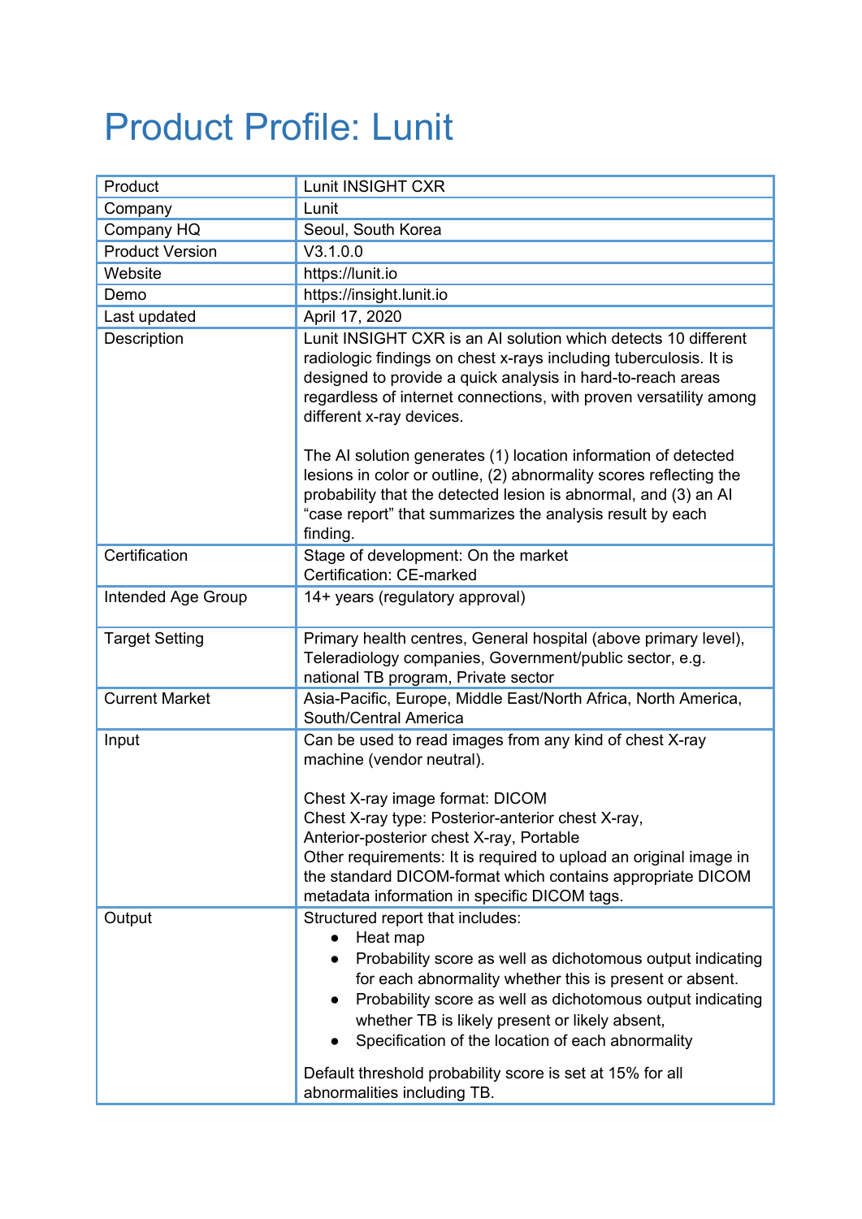# Product Profile: Lunit

| Product | Lunit INSIGHT CXR |
|---|---|
| Company | Lunit |
| Company HQ | Seoul, South Korea |
| Product Version | V3.1.0.0 |
| Website | https://lunit.io |
| Demo | https://insight.lunit.io |
| Last updated | April 17, 2020 |
| Description | Lunit INSIGHT CXR is an AI solution which detects 10 different radiologic findings on chest x-rays including tuberculosis. It is designed to provide a quick analysis in hard-to-reach areas regardless of internet connections, with proven versatility among different x-ray devices.<br><br>The AI solution generates (1) location information of detected lesions in color or outline, (2) abnormality scores reflecting the probability that the detected lesion is abnormal, and (3) an AI "case report" that summarizes the analysis result by each finding. |
| Certification | Stage of development: On the market<br>Certification: CE-marked |
| Intended Age Group | 14+ years (regulatory approval) |
| Target Setting | Primary health centres, General hospital (above primary level), Teleradiology companies, Government/public sector, e.g. national TB program, Private sector |
| Current Market | Asia-Pacific, Europe, Middle East/North Africa, North America, South/Central America |
| Input | Can be used to read images from any kind of chest X-ray machine (vendor neutral).<br><br>Chest X-ray image format: DICOM<br>Chest X-ray type: Posterior-anterior chest X-ray, Anterior-posterior chest X-ray, Portable<br>Other requirements: It is required to upload an original image in the standard DICOM-format which contains appropriate DICOM metadata information in specific DICOM tags. |
| Output | Structured report that includes:<br>• Heat map<br>• Probability score as well as dichotomous output indicating for each abnormality whether this is present or absent.<br>• Probability score as well as dichotomous output indicating whether TB is likely present or likely absent,<br>• Specification of the location of each abnormality<br><br>Default threshold probability score is set at 15% for all abnormalities including TB. |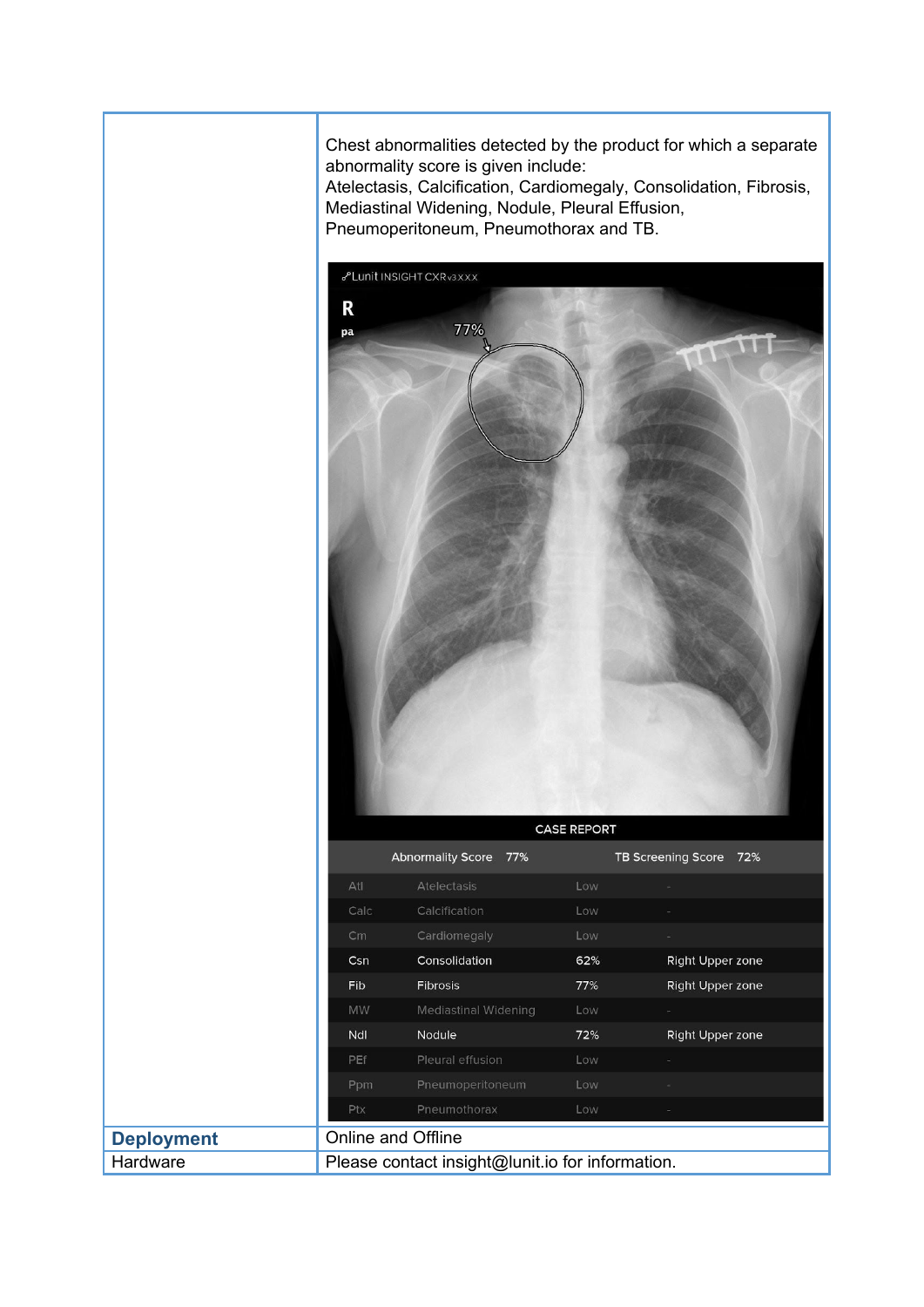| | |
|---|---|
| | Chest abnormalities detected by the product for which a separate abnormality score is given include: Atelectasis, Calcification, Cardiomegaly, Consolidation, Fibrosis, Mediastinal Widening, Nodule, Pleural Effusion, Pneumoperitoneum, Pneumothorax and TB. |
| **Deployment** | Online and Offline |
| Hardware | Please contact insight@lunit.io for information. |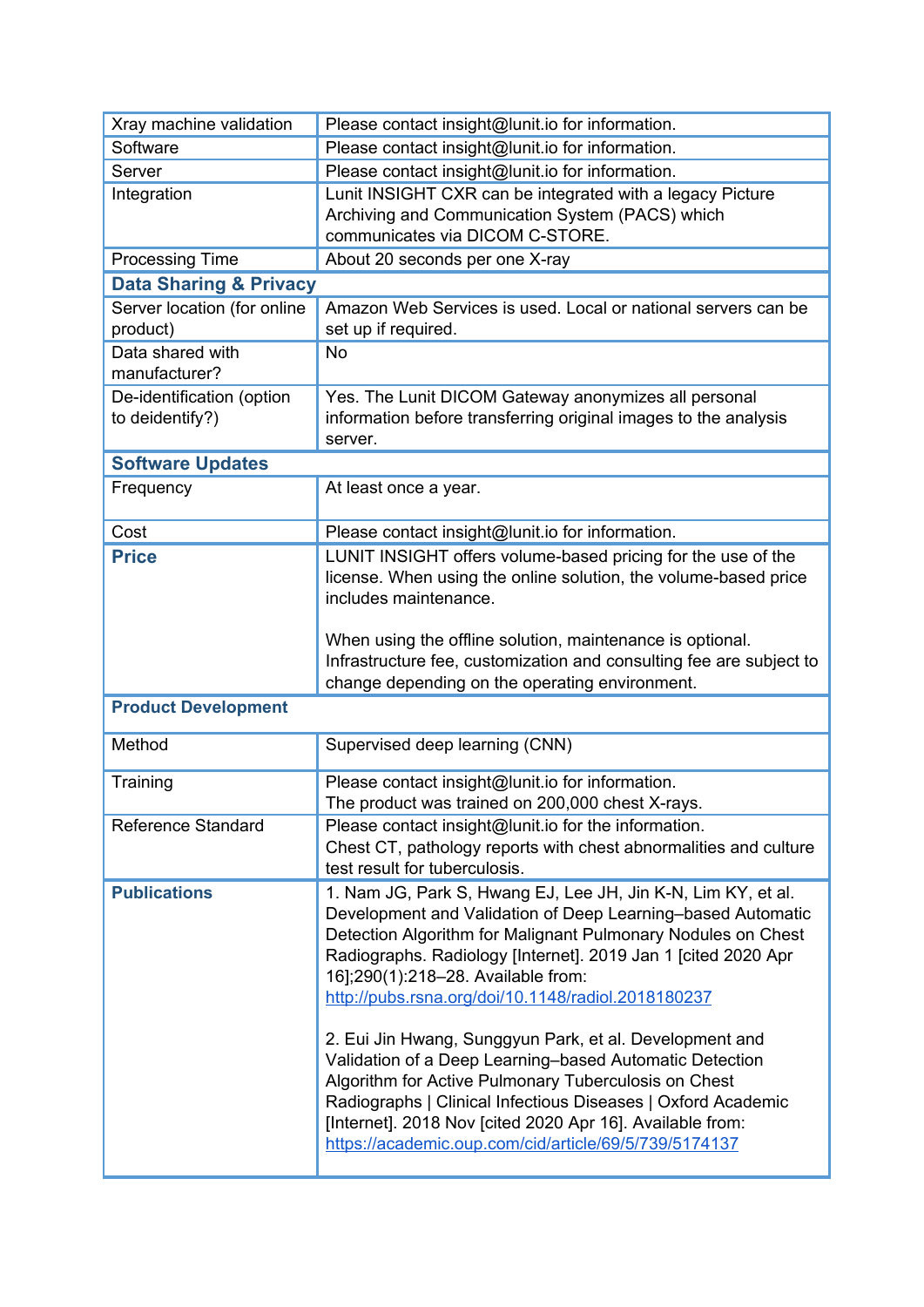| | |
|---|---|
| Xray machine validation | Please contact insight@lunit.io for information. |
| Software | Please contact insight@lunit.io for information. |
| Server | Please contact insight@lunit.io for information. |
| Integration | Lunit INSIGHT CXR can be integrated with a legacy Picture Archiving and Communication System (PACS) which communicates via DICOM C-STORE. |
| Processing Time | About 20 seconds per one X-ray |
| **Data Sharing & Privacy** | |
| Server location (for online product) | Amazon Web Services is used. Local or national servers can be set up if required. |
| Data shared with manufacturer? | No |
| De-identification (option to deidentify?) | Yes. The Lunit DICOM Gateway anonymizes all personal information before transferring original images to the analysis server. |
| **Software Updates** | |
| Frequency | At least once a year. |
| Cost | Please contact insight@lunit.io for information. |
| **Price** | LUNIT INSIGHT offers volume-based pricing for the use of the license. When using the online solution, the volume-based price includes maintenance.<br><br>When using the offline solution, maintenance is optional. Infrastructure fee, customization and consulting fee are subject to change depending on the operating environment. |
| **Product Development** | |
| Method | Supervised deep learning (CNN) |
| Training | Please contact insight@lunit.io for information.<br>The product was trained on 200,000 chest X-rays. |
| Reference Standard | Please contact insight@lunit.io for the information.<br>Chest CT, pathology reports with chest abnormalities and culture test result for tuberculosis. |
| **Publications** | 1. Nam JG, Park S, Hwang EJ, Lee JH, Jin K-N, Lim KY, et al. Development and Validation of Deep Learning–based Automatic Detection Algorithm for Malignant Pulmonary Nodules on Chest Radiographs. Radiology [Internet]. 2019 Jan 1 [cited 2020 Apr 16];290(1):218–28. Available from: http://pubs.rsna.org/doi/10.1148/radiol.2018180237<br><br>2. Eui Jin Hwang, Sunggyun Park, et al. Development and Validation of a Deep Learning–based Automatic Detection Algorithm for Active Pulmonary Tuberculosis on Chest Radiographs \| Clinical Infectious Diseases \| Oxford Academic [Internet]. 2018 Nov [cited 2020 Apr 16]. Available from: https://academic.oup.com/cid/article/69/5/739/5174137 |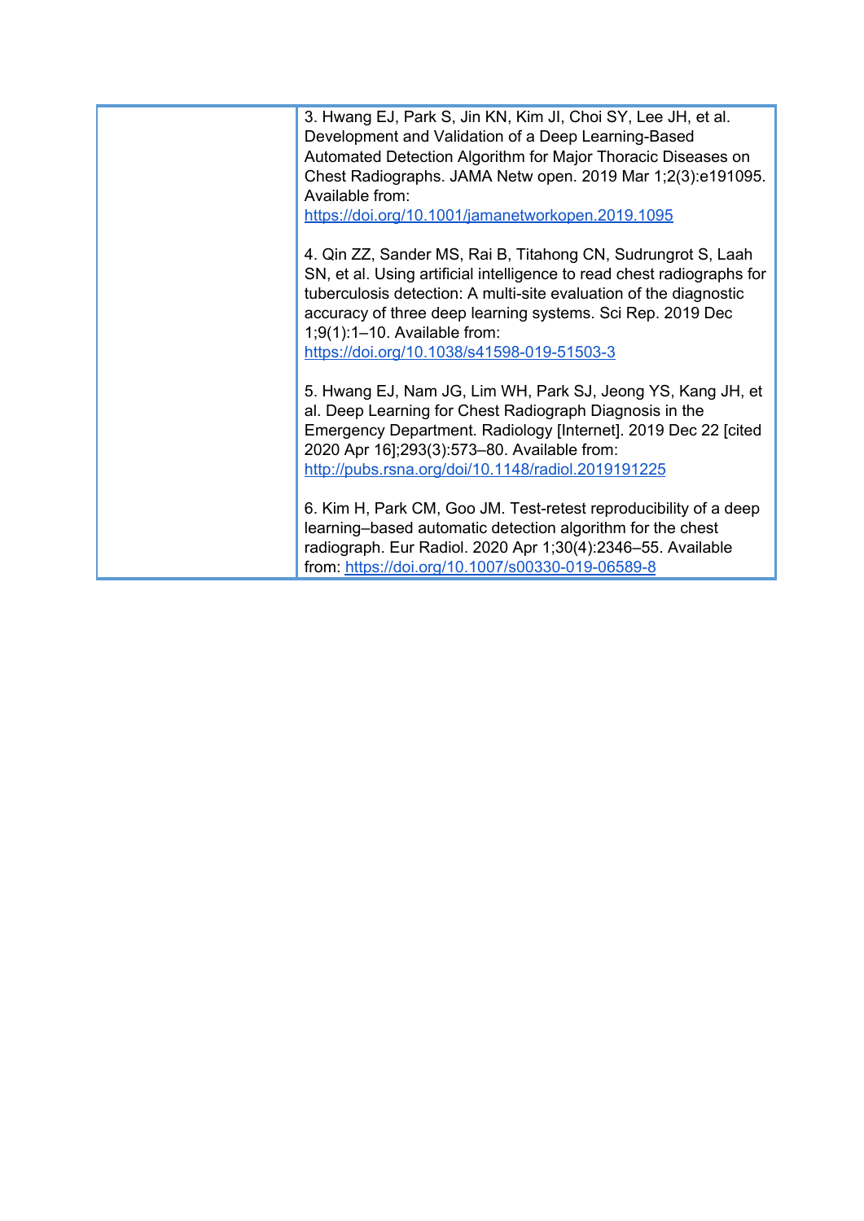| | |
|---|---|
| | 3. Hwang EJ, Park S, Jin KN, Kim JI, Choi SY, Lee JH, et al. Development and Validation of a Deep Learning-Based Automated Detection Algorithm for Major Thoracic Diseases on Chest Radiographs. JAMA Netw open. 2019 Mar 1;2(3):e191095. Available from: https://doi.org/10.1001/jamanetworkopen.2019.1095<br><br>4. Qin ZZ, Sander MS, Rai B, Titahong CN, Sudrungrot S, Laah SN, et al. Using artificial intelligence to read chest radiographs for tuberculosis detection: A multi-site evaluation of the diagnostic accuracy of three deep learning systems. Sci Rep. 2019 Dec 1;9(1):1–10. Available from: https://doi.org/10.1038/s41598-019-51503-3<br><br>5. Hwang EJ, Nam JG, Lim WH, Park SJ, Jeong YS, Kang JH, et al. Deep Learning for Chest Radiograph Diagnosis in the Emergency Department. Radiology [Internet]. 2019 Dec 22 [cited 2020 Apr 16];293(3):573–80. Available from: http://pubs.rsna.org/doi/10.1148/radiol.2019191225<br><br>6. Kim H, Park CM, Goo JM. Test-retest reproducibility of a deep learning–based automatic detection algorithm for the chest radiograph. Eur Radiol. 2020 Apr 1;30(4):2346–55. Available from: https://doi.org/10.1007/s00330-019-06589-8 |